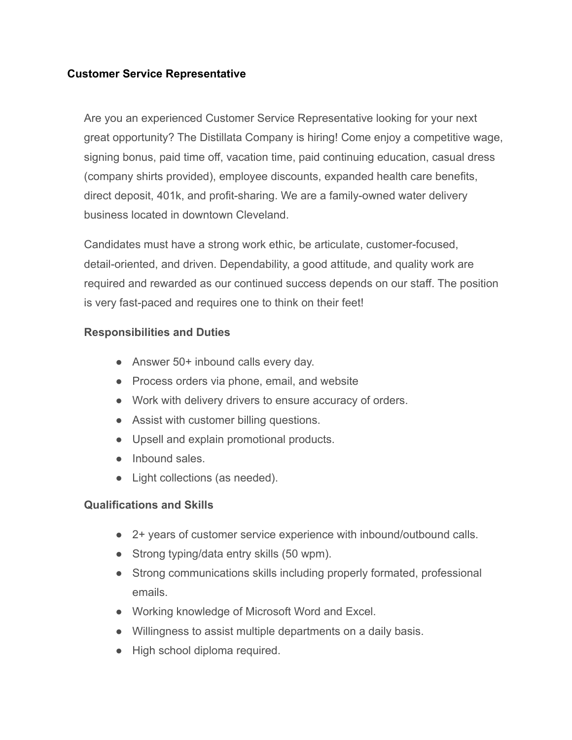# Customer Service Representative

Are you an experienced Customer Service Representative looking for your next great opportunity? The Distillata Company is hiring! Come enjoy a competitive wage, signing bonus, paid time off, vacation time, paid continuing education, casual dress (company shirts provided), employee discounts, expanded health care benefits, direct deposit, 401k, and profit-sharing. We are a family-owned water delivery business located in downtown Cleveland.

Candidates must have a strong work ethic, be articulate, customer-focused, detail-oriented, and driven. Dependability, a good attitude, and quality work are required and rewarded as our continued success depends on our staff. The position is very fast-paced and requires one to think on their feet!

## Responsibilities and Duties

- Answer 50+ inbound calls every day.
- Process orders via phone, email, and website
- Work with delivery drivers to ensure accuracy of orders.
- Assist with customer billing questions.
- Upsell and explain promotional products.
- Inbound sales.
- Light collections (as needed).

## Qualifications and Skills

- 2+ years of customer service experience with inbound/outbound calls.
- Strong typing/data entry skills (50 wpm).
- Strong communications skills including properly formated, professional emails.
- Working knowledge of Microsoft Word and Excel.
- Willingness to assist multiple departments on a daily basis.
- High school diploma required.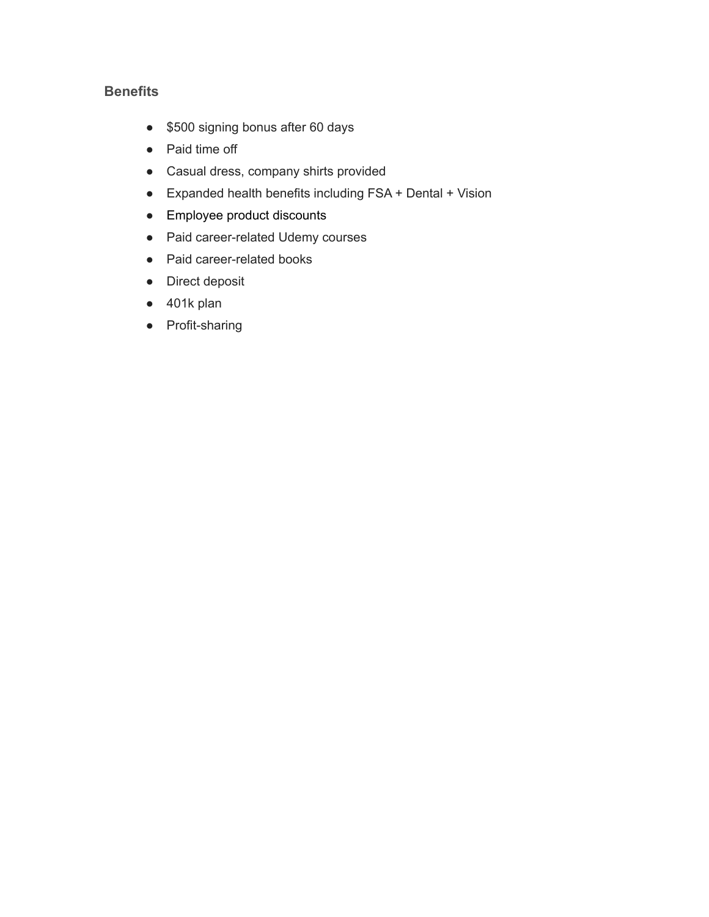### Benefits

- $500 signing bonus after 60 days
- Paid time off
- Casual dress, company shirts provided
- Expanded health benefits including FSA + Dental + Vision
- Employee product discounts
- Paid career-related Udemy courses
- Paid career-related books
- Direct deposit
- 401k plan
- Profit-sharing